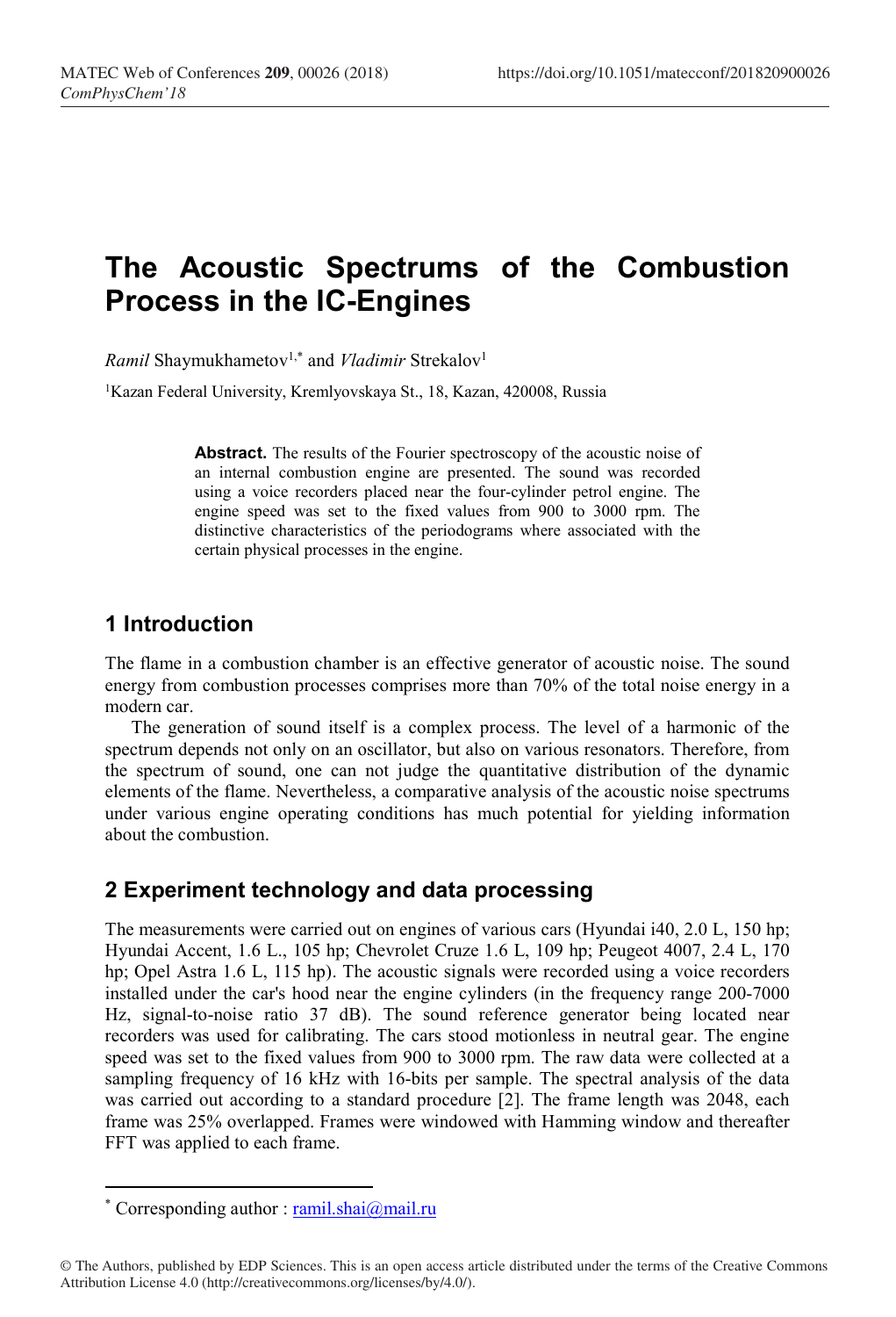# The Acoustic Spectrums of the Combustion Process in the IC-Engines

*Ramil* Shaymukhametov[1,*] and *Vladimir* Strekalov[1]

[1]Kazan Federal University, Kremlyovskaya St., 18, Kazan, 420008, Russia

**Abstract.** The results of the Fourier spectroscopy of the acoustic noise of an internal combustion engine are presented. The sound was recorded using a voice recorders placed near the four-cylinder petrol engine. The engine speed was set to the fixed values from 900 to 3000 rpm. The distinctive characteristics of the periodograms where associated with the certain physical processes in the engine.

## 1 Introduction

The flame in a combustion chamber is an effective generator of acoustic noise. The sound energy from combustion processes comprises more than 70% of the total noise energy in a modern car.

The generation of sound itself is a complex process. The level of a harmonic of the spectrum depends not only on an oscillator, but also on various resonators. Therefore, from the spectrum of sound, one can not judge the quantitative distribution of the dynamic elements of the flame. Nevertheless, a comparative analysis of the acoustic noise spectrums under various engine operating conditions has much potential for yielding information about the combustion.

## 2 Experiment technology and data processing

The measurements were carried out on engines of various cars (Hyundai i40, 2.0 L, 150 hp; Hyundai Accent, 1.6 L., 105 hp; Chevrolet Cruze 1.6 L, 109 hp; Peugeot 4007, 2.4 L, 170 hp; Opel Astra 1.6 L, 115 hp). The acoustic signals were recorded using a voice recorders installed under the car's hood near the engine cylinders (in the frequency range 200-7000 Hz, signal-to-noise ratio 37 dB). The sound reference generator being located near recorders was used for calibrating. The cars stood motionless in neutral gear. The engine speed was set to the fixed values from 900 to 3000 rpm. The raw data were collected at a sampling frequency of 16 kHz with 16-bits per sample. The spectral analysis of the data was carried out according to a standard procedure [2]. The frame length was 2048, each frame was 25% overlapped. Frames were windowed with Hamming window and thereafter FFT was applied to each frame.

---

* Corresponding author : ramil.shai@mail.ru

© The Authors, published by EDP Sciences. This is an open access article distributed under the terms of the Creative Commons Attribution License 4.0 (http://creativecommons.org/licenses/by/4.0/).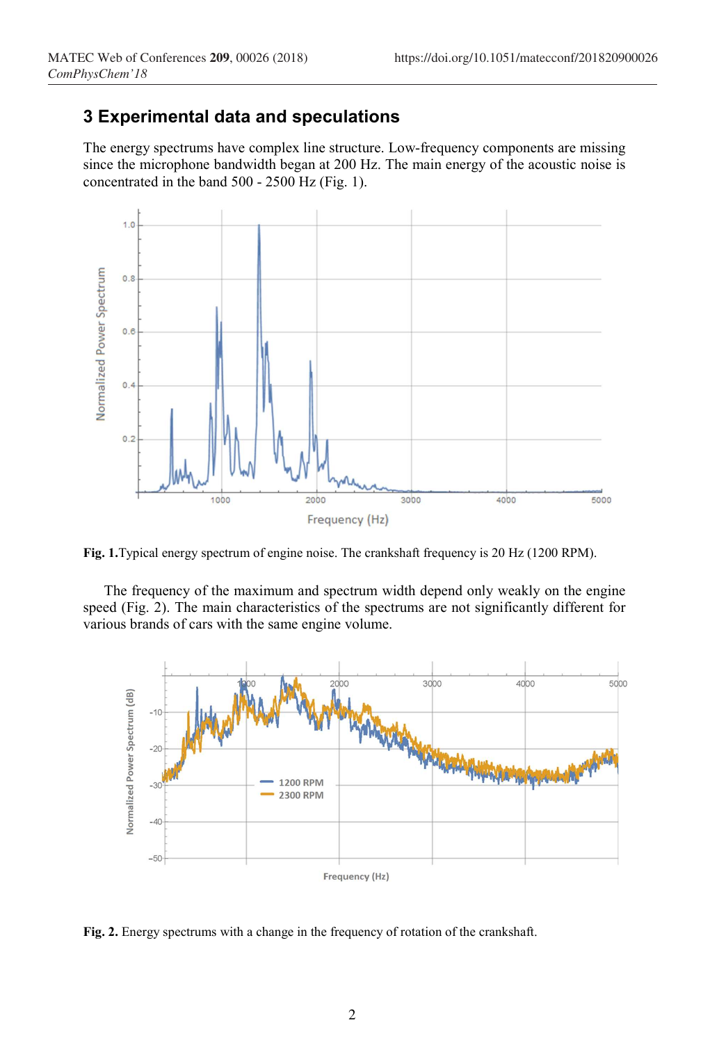## 3 Experimental data and speculations

The energy spectrums have complex line structure. Low-frequency components are missing since the microphone bandwidth began at 200 Hz. The main energy of the acoustic noise is concentrated in the band 500 - 2500 Hz (Fig. 1).

**Fig. 1.** Typical energy spectrum of engine noise. The crankshaft frequency is 20 Hz (1200 RPM).

The frequency of the maximum and spectrum width depend only weakly on the engine speed (Fig. 2). The main characteristics of the spectrums are not significantly different for various brands of cars with the same engine volume.

**Fig. 2.** Energy spectrums with a change in the frequency of rotation of the crankshaft.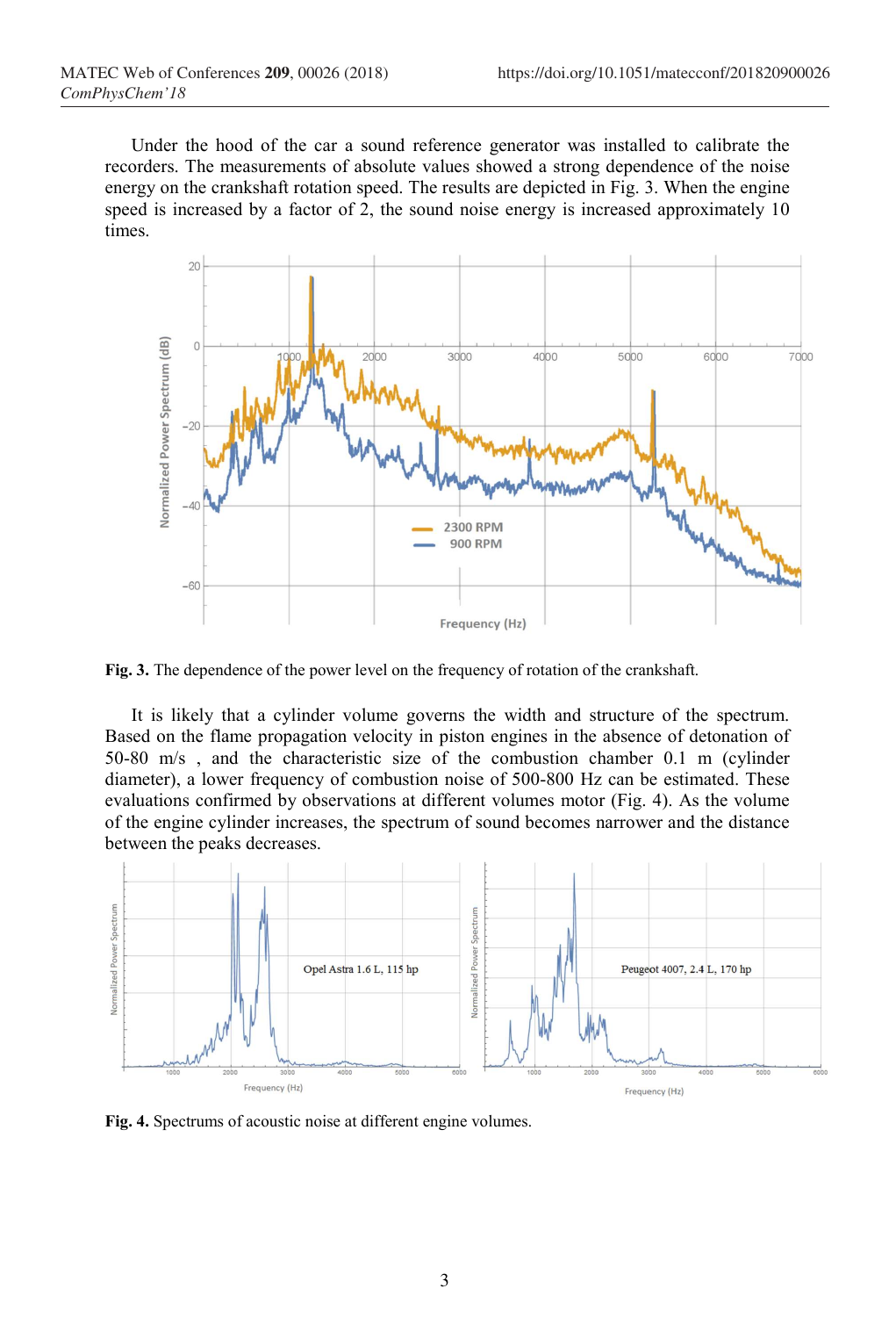Under the hood of the car a sound reference generator was installed to calibrate the recorders. The measurements of absolute values showed a strong dependence of the noise energy on the crankshaft rotation speed. The results are depicted in Fig. 3. When the engine speed is increased by a factor of 2, the sound noise energy is increased approximately 10 times.

**Fig. 3.** The dependence of the power level on the frequency of rotation of the crankshaft.

It is likely that a cylinder volume governs the width and structure of the spectrum. Based on the flame propagation velocity in piston engines in the absence of detonation of 50-80 m/s , and the characteristic size of the combustion chamber 0.1 m (cylinder diameter), a lower frequency of combustion noise of 500-800 Hz can be estimated. These evaluations confirmed by observations at different volumes motor (Fig. 4). As the volume of the engine cylinder increases, the spectrum of sound becomes narrower and the distance between the peaks decreases.

**Fig. 4.** Spectrums of acoustic noise at different engine volumes.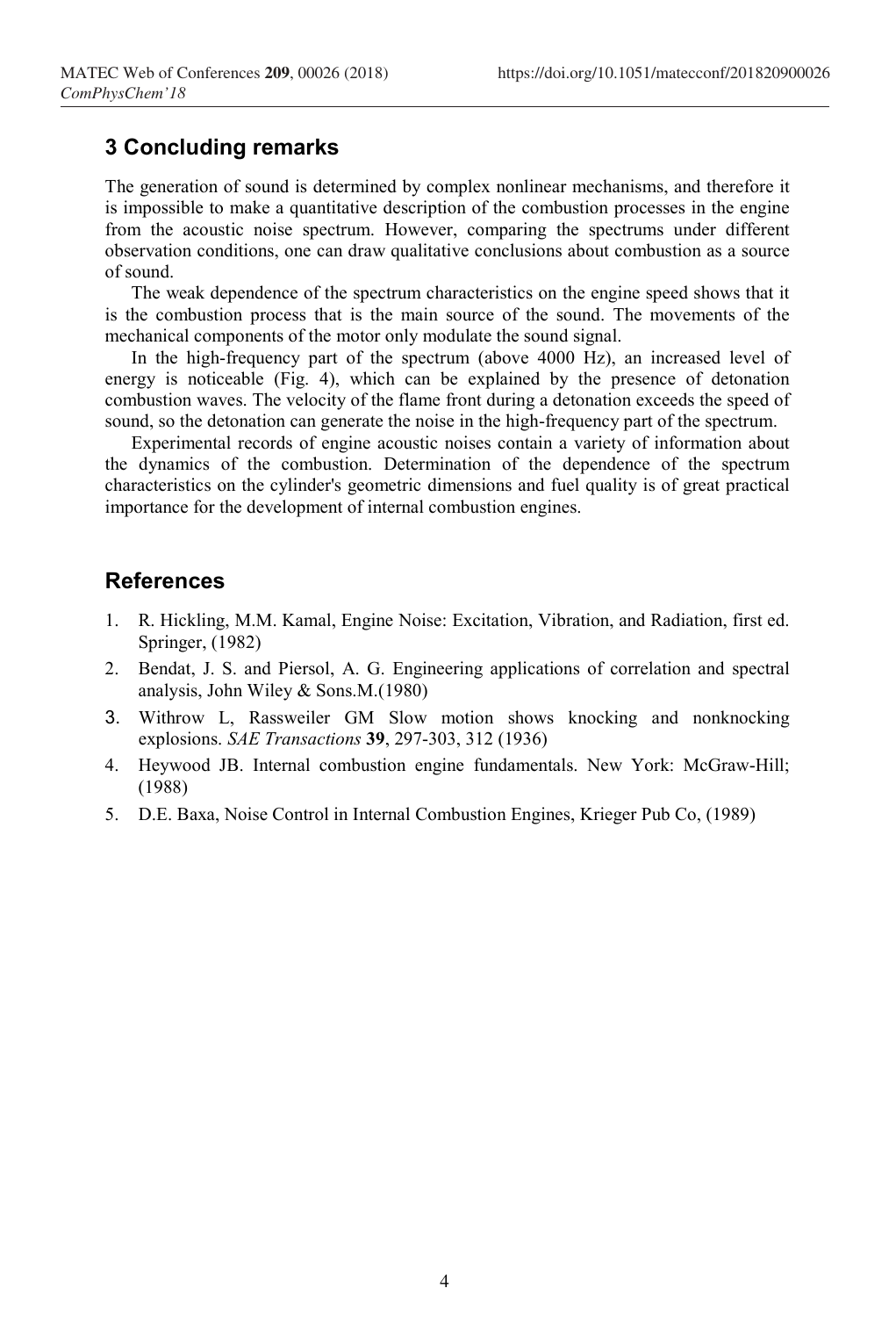## 3 Concluding remarks

The generation of sound is determined by complex nonlinear mechanisms, and therefore it is impossible to make a quantitative description of the combustion processes in the engine from the acoustic noise spectrum. However, comparing the spectrums under different observation conditions, one can draw qualitative conclusions about combustion as a source of sound.

The weak dependence of the spectrum characteristics on the engine speed shows that it is the combustion process that is the main source of the sound. The movements of the mechanical components of the motor only modulate the sound signal.

In the high-frequency part of the spectrum (above 4000 Hz), an increased level of energy is noticeable (Fig. 4), which can be explained by the presence of detonation combustion waves. The velocity of the flame front during a detonation exceeds the speed of sound, so the detonation can generate the noise in the high-frequency part of the spectrum.

Experimental records of engine acoustic noises contain a variety of information about the dynamics of the combustion. Determination of the dependence of the spectrum characteristics on the cylinder's geometric dimensions and fuel quality is of great practical importance for the development of internal combustion engines.

## References

1. R. Hickling, M.M. Kamal, Engine Noise: Excitation, Vibration, and Radiation, first ed. Springer, (1982)
2. Bendat, J. S. and Piersol, A. G. Engineering applications of correlation and spectral analysis, John Wiley & Sons.M.(1980)
3. Withrow L, Rassweiler GM Slow motion shows knocking and nonknocking explosions. *SAE Transactions* **39**, 297-303, 312 (1936)
4. Heywood JB. Internal combustion engine fundamentals. New York: McGraw-Hill; (1988)
5. D.E. Baxa, Noise Control in Internal Combustion Engines, Krieger Pub Co, (1989)